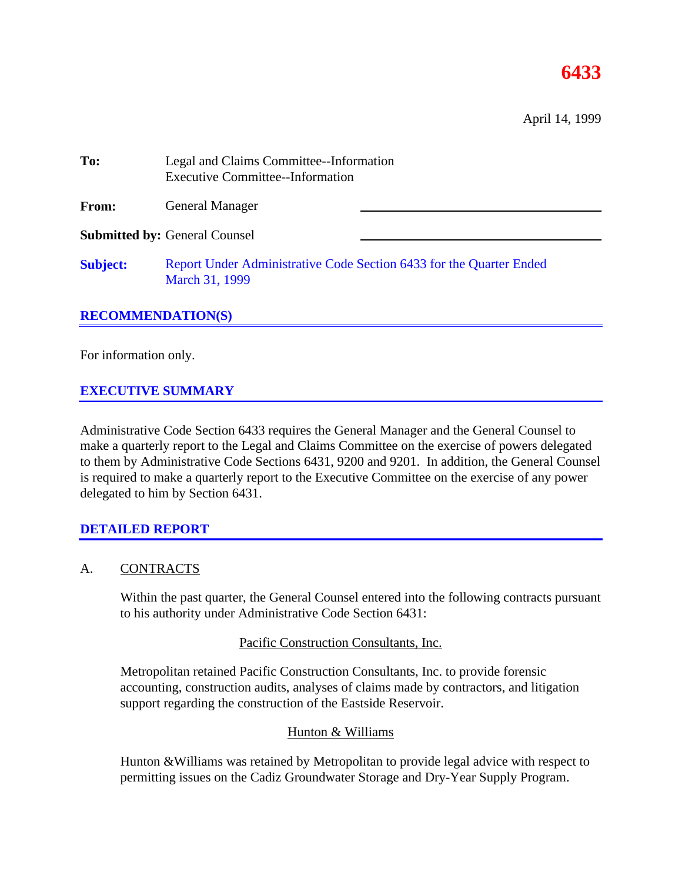# 6433

April 14, 1999

**To:** Legal and Claims Committee--Information
Executive Committee--Information

**From:** General Manager

**Submitted by:** General Counsel

**Subject:** Report Under Administrative Code Section 6433 for the Quarter Ended March 31, 1999

## RECOMMENDATION(S)

For information only.

## EXECUTIVE SUMMARY

Administrative Code Section 6433 requires the General Manager and the General Counsel to make a quarterly report to the Legal and Claims Committee on the exercise of powers delegated to them by Administrative Code Sections 6431, 9200 and 9201. In addition, the General Counsel is required to make a quarterly report to the Executive Committee on the exercise of any power delegated to him by Section 6431.

## DETAILED REPORT

A. CONTRACTS

Within the past quarter, the General Counsel entered into the following contracts pursuant to his authority under Administrative Code Section 6431:

Pacific Construction Consultants, Inc.

Metropolitan retained Pacific Construction Consultants, Inc. to provide forensic accounting, construction audits, analyses of claims made by contractors, and litigation support regarding the construction of the Eastside Reservoir.

Hunton & Williams

Hunton &Williams was retained by Metropolitan to provide legal advice with respect to permitting issues on the Cadiz Groundwater Storage and Dry-Year Supply Program.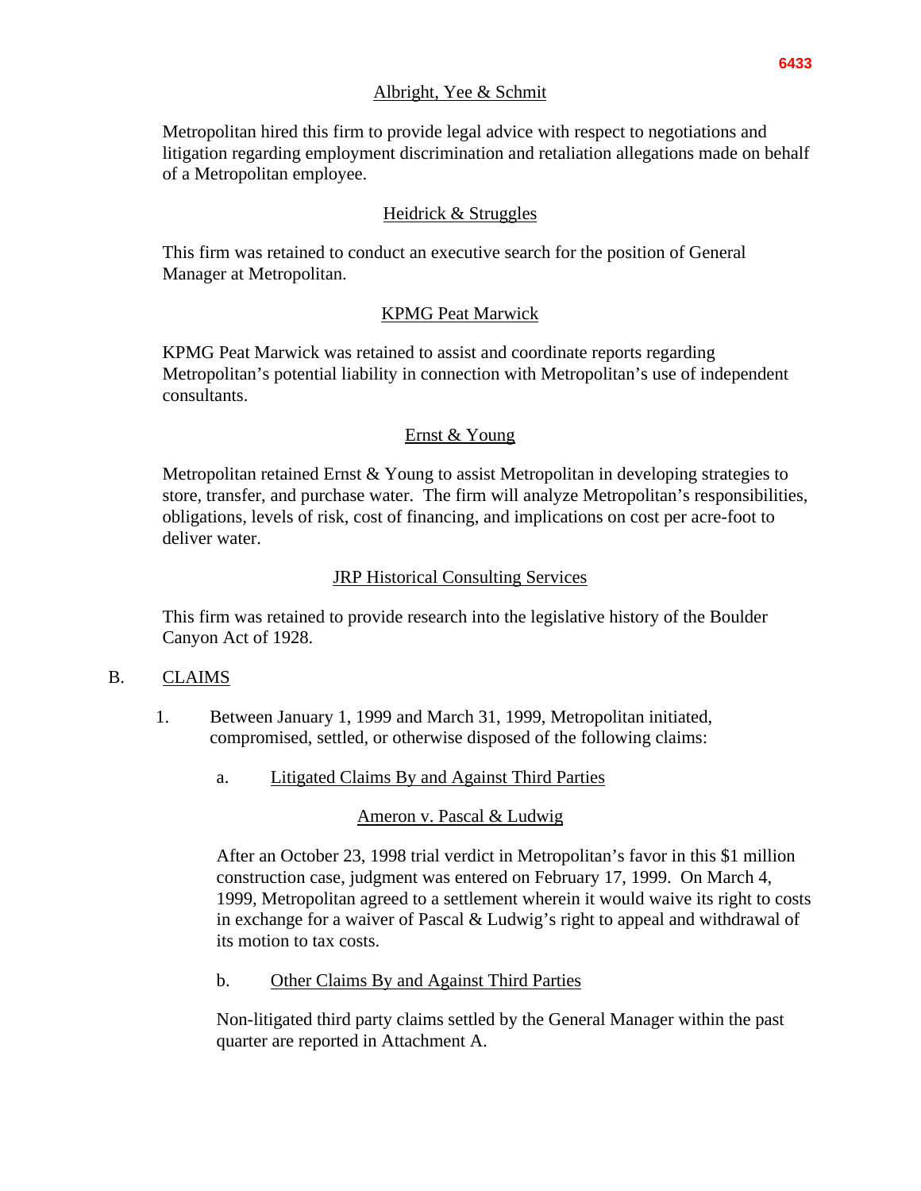Albright, Yee & Schmit

Metropolitan hired this firm to provide legal advice with respect to negotiations and litigation regarding employment discrimination and retaliation allegations made on behalf of a Metropolitan employee.

Heidrick & Struggles

This firm was retained to conduct an executive search for the position of General Manager at Metropolitan.

KPMG Peat Marwick

KPMG Peat Marwick was retained to assist and coordinate reports regarding Metropolitan's potential liability in connection with Metropolitan's use of independent consultants.

Ernst & Young

Metropolitan retained Ernst & Young to assist Metropolitan in developing strategies to store, transfer, and purchase water. The firm will analyze Metropolitan's responsibilities, obligations, levels of risk, cost of financing, and implications on cost per acre-foot to deliver water.

JRP Historical Consulting Services

This firm was retained to provide research into the legislative history of the Boulder Canyon Act of 1928.

B. CLAIMS

1. Between January 1, 1999 and March 31, 1999, Metropolitan initiated, compromised, settled, or otherwise disposed of the following claims:

   a. Litigated Claims By and Against Third Parties

   Ameron v. Pascal & Ludwig

   After an October 23, 1998 trial verdict in Metropolitan's favor in this $1 million construction case, judgment was entered on February 17, 1999. On March 4, 1999, Metropolitan agreed to a settlement wherein it would waive its right to costs in exchange for a waiver of Pascal & Ludwig's right to appeal and withdrawal of its motion to tax costs.

   b. Other Claims By and Against Third Parties

   Non-litigated third party claims settled by the General Manager within the past quarter are reported in Attachment A.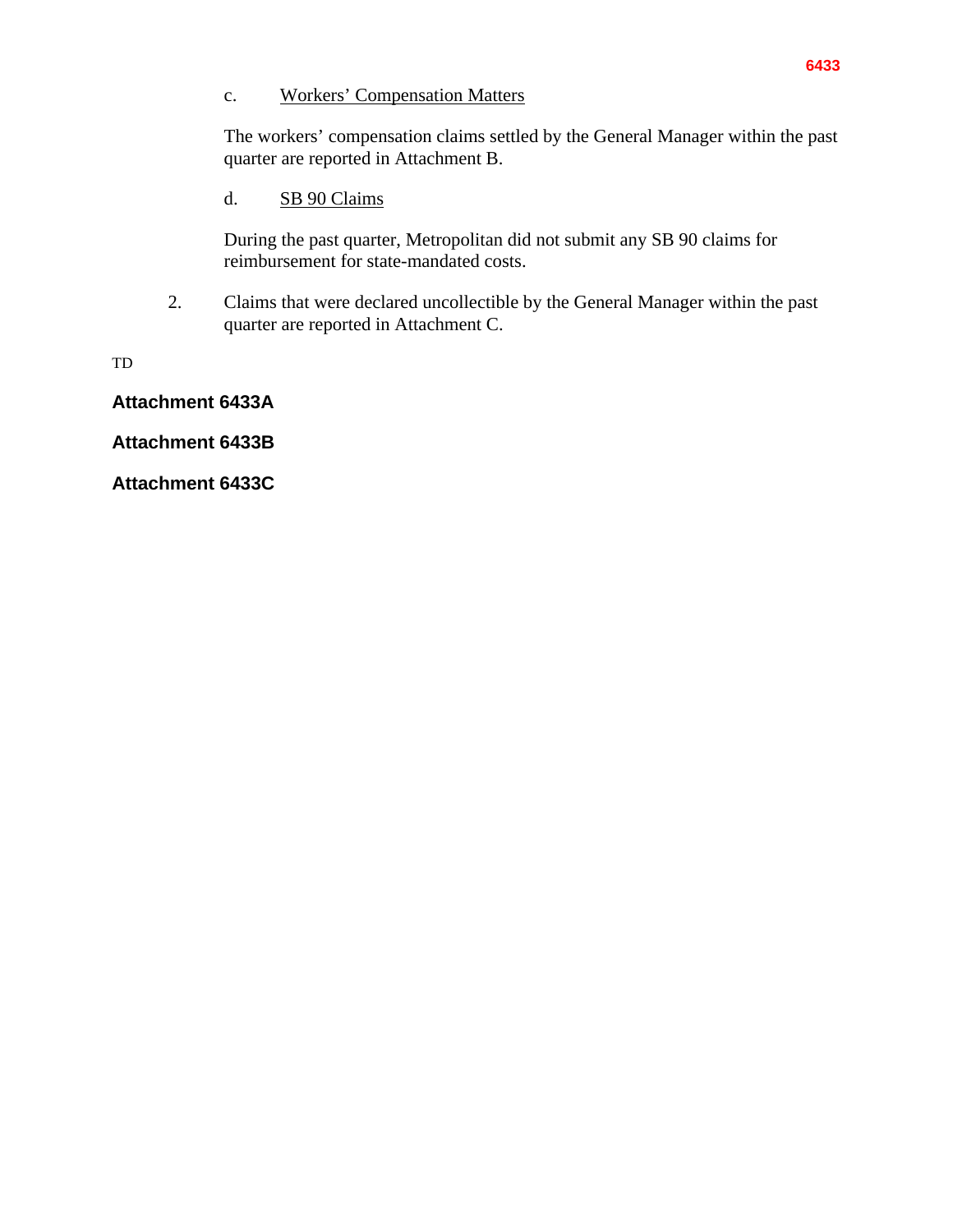c. <u>Workers' Compensation Matters</u>

The workers' compensation claims settled by the General Manager within the past quarter are reported in Attachment B.

d. <u>SB 90 Claims</u>

During the past quarter, Metropolitan did not submit any SB 90 claims for reimbursement for state-mandated costs.

2. Claims that were declared uncollectible by the General Manager within the past quarter are reported in Attachment C.

TD

**Attachment 6433A**

**Attachment 6433B**

**Attachment 6433C**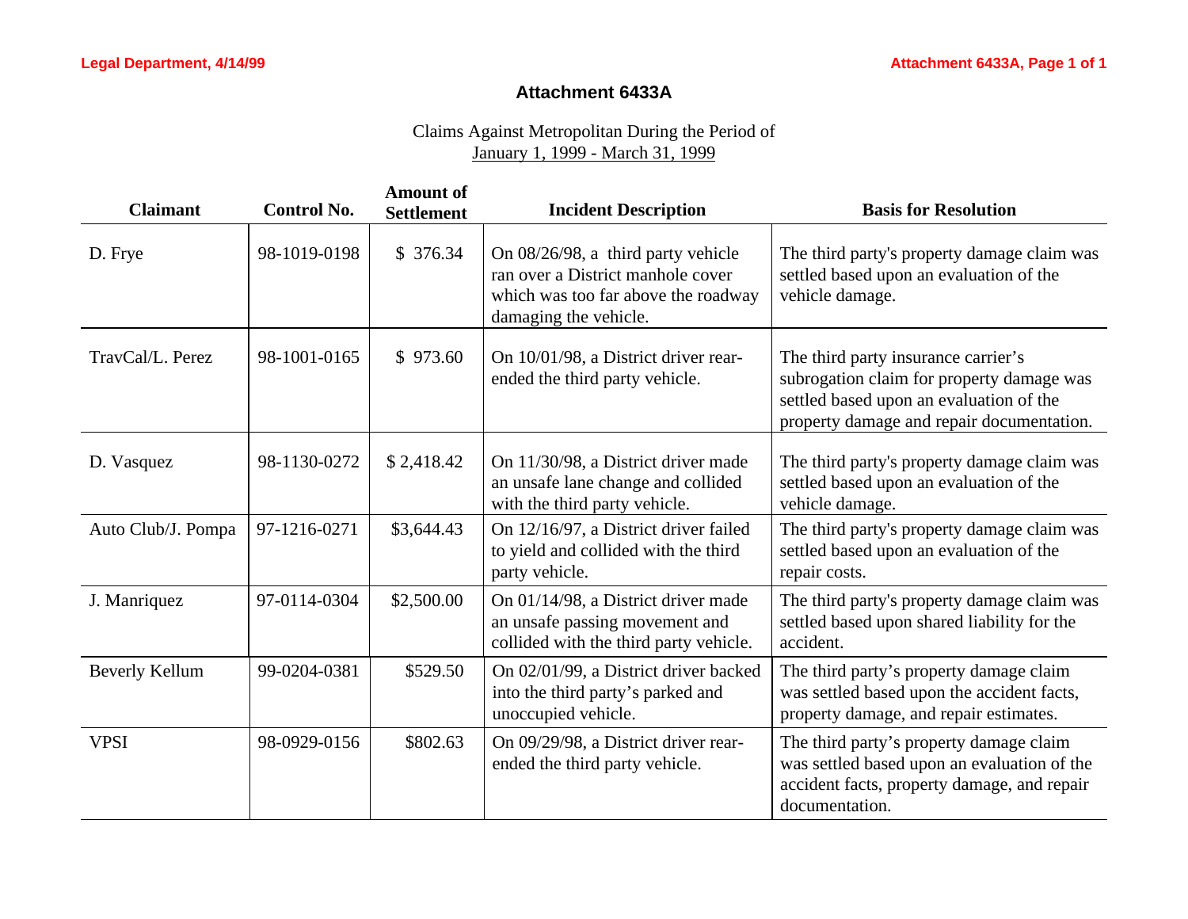# Attachment 6433A

Claims Against Metropolitan During the Period of
January 1, 1999 - March 31, 1999

| Claimant | Control No. | Amount of Settlement | Incident Description | Basis for Resolution |
|---|---|---|---|---|
| D. Frye | 98-1019-0198 | $ 376.34 | On 08/26/98, a third party vehicle ran over a District manhole cover which was too far above the roadway damaging the vehicle. | The third party's property damage claim was settled based upon an evaluation of the vehicle damage. |
| TravCal/L. Perez | 98-1001-0165 | $ 973.60 | On 10/01/98, a District driver rear-ended the third party vehicle. | The third party insurance carrier's subrogation claim for property damage was settled based upon an evaluation of the property damage and repair documentation. |
| D. Vasquez | 98-1130-0272 | $ 2,418.42 | On 11/30/98, a District driver made an unsafe lane change and collided with the third party vehicle. | The third party's property damage claim was settled based upon an evaluation of the vehicle damage. |
| Auto Club/J. Pompa | 97-1216-0271 | $3,644.43 | On 12/16/97, a District driver failed to yield and collided with the third party vehicle. | The third party's property damage claim was settled based upon an evaluation of the repair costs. |
| J. Manriquez | 97-0114-0304 | $2,500.00 | On 01/14/98, a District driver made an unsafe passing movement and collided with the third party vehicle. | The third party's property damage claim was settled based upon shared liability for the accident. |
| Beverly Kellum | 99-0204-0381 | $529.50 | On 02/01/99, a District driver backed into the third party's parked and unoccupied vehicle. | The third party's property damage claim was settled based upon the accident facts, property damage, and repair estimates. |
| VPSI | 98-0929-0156 | $802.63 | On 09/29/98, a District driver rear-ended the third party vehicle. | The third party's property damage claim was settled based upon an evaluation of the accident facts, property damage, and repair documentation. |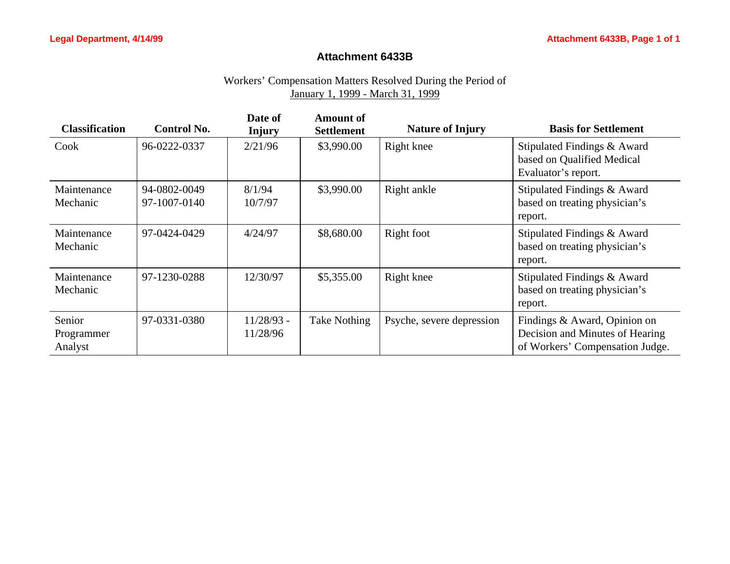# Attachment 6433B

Workers' Compensation Matters Resolved During the Period of
January 1, 1999 - March 31, 1999

| Classification | Control No. | Date of Injury | Amount of Settlement | Nature of Injury | Basis for Settlement |
|---|---|---|---|---|---|
| Cook | 96-0222-0337 | 2/21/96 | $3,990.00 | Right knee | Stipulated Findings & Award based on Qualified Medical Evaluator's report. |
| Maintenance Mechanic | 94-0802-0049<br>97-1007-0140 | 8/1/94<br>10/7/97 | $3,990.00 | Right ankle | Stipulated Findings & Award based on treating physician's report. |
| Maintenance Mechanic | 97-0424-0429 | 4/24/97 | $8,680.00 | Right foot | Stipulated Findings & Award based on treating physician's report. |
| Maintenance Mechanic | 97-1230-0288 | 12/30/97 | $5,355.00 | Right knee | Stipulated Findings & Award based on treating physician's report. |
| Senior Programmer Analyst | 97-0331-0380 | 11/28/93 - 11/28/96 | Take Nothing | Psyche, severe depression | Findings & Award, Opinion on Decision and Minutes of Hearing of Workers' Compensation Judge. |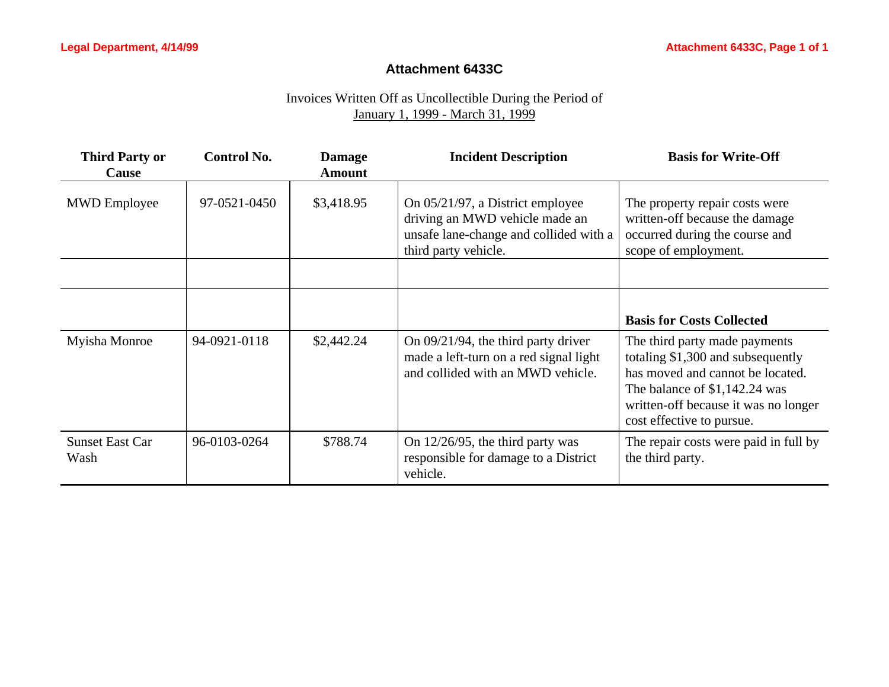## Attachment 6433C

Invoices Written Off as Uncollectible During the Period of
January 1, 1999 - March 31, 1999

| Third Party or Cause | Control No. | Damage Amount | Incident Description | Basis for Write-Off |
|---|---|---|---|---|
| MWD Employee | 97-0521-0450 | $3,418.95 | On 05/21/97, a District employee driving an MWD vehicle made an unsafe lane-change and collided with a third party vehicle. | The property repair costs were written-off because the damage occurred during the course and scope of employment. |
| | | | | |
| | | | | **Basis for Costs Collected** |
| Myisha Monroe | 94-0921-0118 | $2,442.24 | On 09/21/94, the third party driver made a left-turn on a red signal light and collided with an MWD vehicle. | The third party made payments totaling $1,300 and subsequently has moved and cannot be located. The balance of $1,142.24 was written-off because it was no longer cost effective to pursue. |
| Sunset East Car Wash | 96-0103-0264 | $788.74 | On 12/26/95, the third party was responsible for damage to a District vehicle. | The repair costs were paid in full by the third party. |